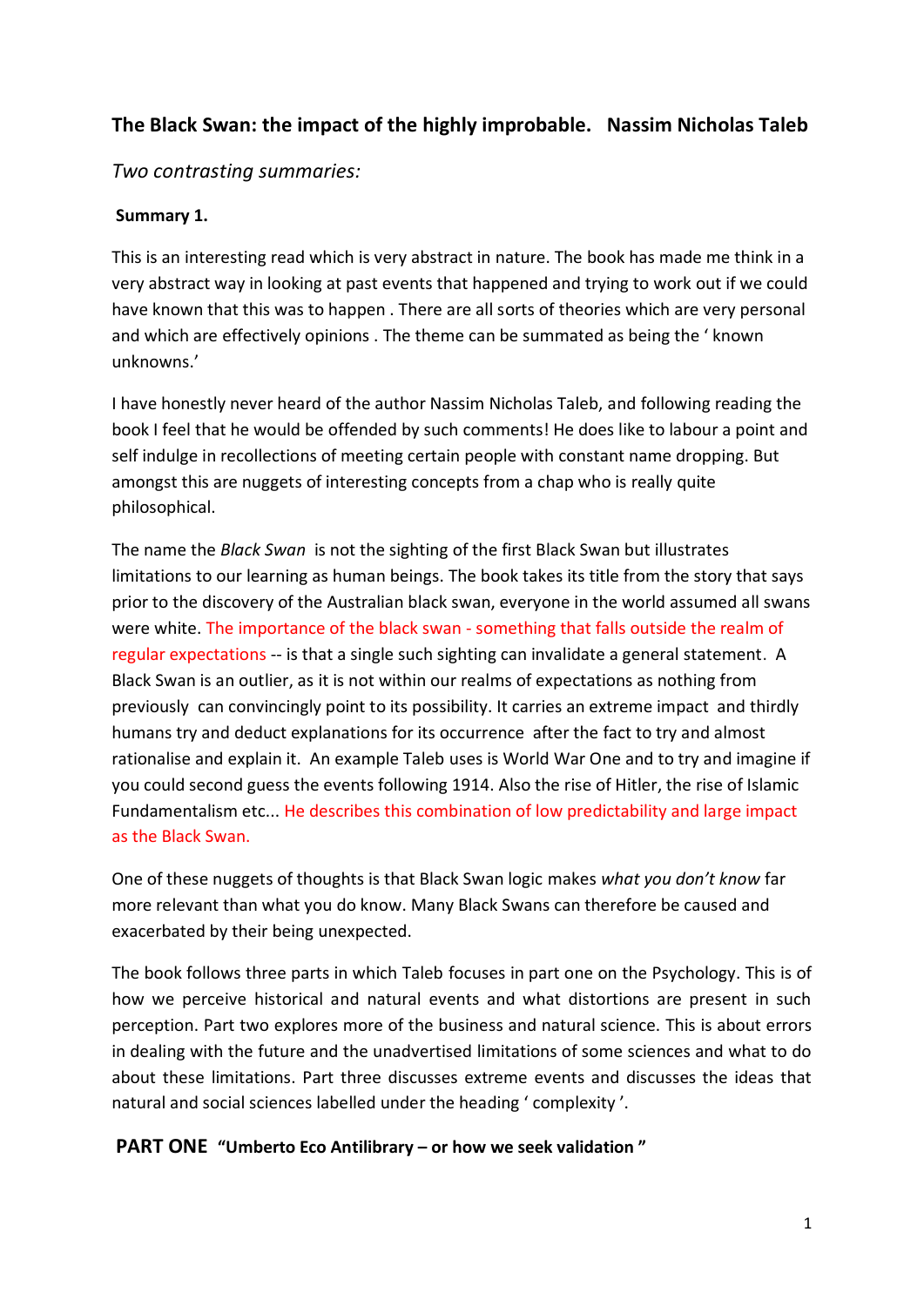**The Black Swan: the impact of the highly improbable.   Nassim Nicholas Taleb**

*Two contrasting summaries:*

**Summary 1.**

This is an interesting read which is very abstract in nature. The book has made me think in a very abstract way in looking at past events that happened and trying to work out if we could have known that this was to happen . There are all sorts of theories which are very personal and which are effectively opinions . The theme can be summated as being the ' known unknowns.'

I have honestly never heard of the author Nassim Nicholas Taleb, and following reading the book I feel that he would be offended by such comments! He does like to labour a point and self indulge in recollections of meeting certain people with constant name dropping. But amongst this are nuggets of interesting concepts from a chap who is really quite philosophical.

The name the *Black Swan* is not the sighting of the first Black Swan but illustrates limitations to our learning as human beings. The book takes its title from the story that says prior to the discovery of the Australian black swan, everyone in the world assumed all swans were white. The importance of the black swan - something that falls outside the realm of regular expectations -- is that a single such sighting can invalidate a general statement. A Black Swan is an outlier, as it is not within our realms of expectations as nothing from previously can convincingly point to its possibility. It carries an extreme impact and thirdly humans try and deduct explanations for its occurrence after the fact to try and almost rationalise and explain it. An example Taleb uses is World War One and to try and imagine if you could second guess the events following 1914. Also the rise of Hitler, the rise of Islamic Fundamentalism etc... He describes this combination of low predictability and large impact as the Black Swan.

One of these nuggets of thoughts is that Black Swan logic makes *what you don't know* far more relevant than what you do know. Many Black Swans can therefore be caused and exacerbated by their being unexpected.

The book follows three parts in which Taleb focuses in part one on the Psychology. This is of how we perceive historical and natural events and what distortions are present in such perception. Part two explores more of the business and natural science. This is about errors in dealing with the future and the unadvertised limitations of some sciences and what to do about these limitations. Part three discusses extreme events and discusses the ideas that natural and social sciences labelled under the heading ' complexity '.

**PART ONE "Umberto Eco Antilibrary – or how we seek validation "**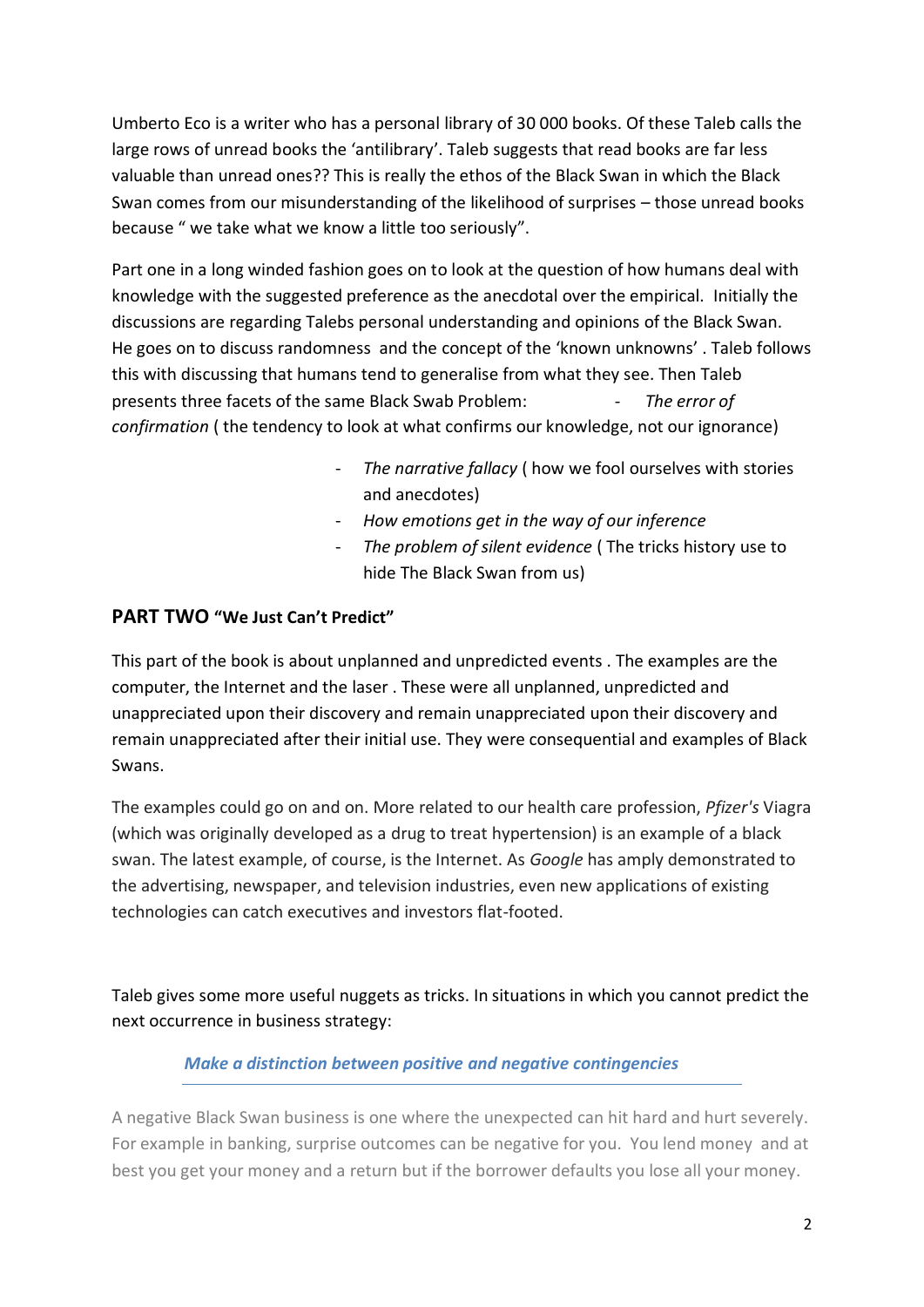Umberto Eco is a writer who has a personal library of 30 000 books. Of these Taleb calls the large rows of unread books the 'antilibrary'. Taleb suggests that read books are far less valuable than unread ones?? This is really the ethos of the Black Swan in which the Black Swan comes from our misunderstanding of the likelihood of surprises – those unread books because " we take what we know a little too seriously".

Part one in a long winded fashion goes on to look at the question of how humans deal with knowledge with the suggested preference as the anecdotal over the empirical. Initially the discussions are regarding Talebs personal understanding and opinions of the Black Swan. He goes on to discuss randomness and the concept of the 'known unknowns' . Taleb follows this with discussing that humans tend to generalise from what they see. Then Taleb presents three facets of the same Black Swab Problem:

- *The error of confirmation* ( the tendency to look at what confirms our knowledge, not our ignorance)
- *The narrative fallacy* ( how we fool ourselves with stories and anecdotes)
- *How emotions get in the way of our inference*
- *The problem of silent evidence* ( The tricks history use to hide The Black Swan from us)

## PART TWO "We Just Can't Predict"

This part of the book is about unplanned and unpredicted events . The examples are the computer, the Internet and the laser . These were all unplanned, unpredicted and unappreciated upon their discovery and remain unappreciated upon their discovery and remain unappreciated after their initial use. They were consequential and examples of Black Swans.

The examples could go on and on. More related to our health care profession, *Pfizer's* Viagra (which was originally developed as a drug to treat hypertension) is an example of a black swan. The latest example, of course, is the Internet. As *Google* has amply demonstrated to the advertising, newspaper, and television industries, even new applications of existing technologies can catch executives and investors flat-footed.

Taleb gives some more useful nuggets as tricks. In situations in which you cannot predict the next occurrence in business strategy:

### *Make a distinction between positive and negative contingencies*

A negative Black Swan business is one where the unexpected can hit hard and hurt severely. For example in banking, surprise outcomes can be negative for you. You lend money and at best you get your money and a return but if the borrower defaults you lose all your money.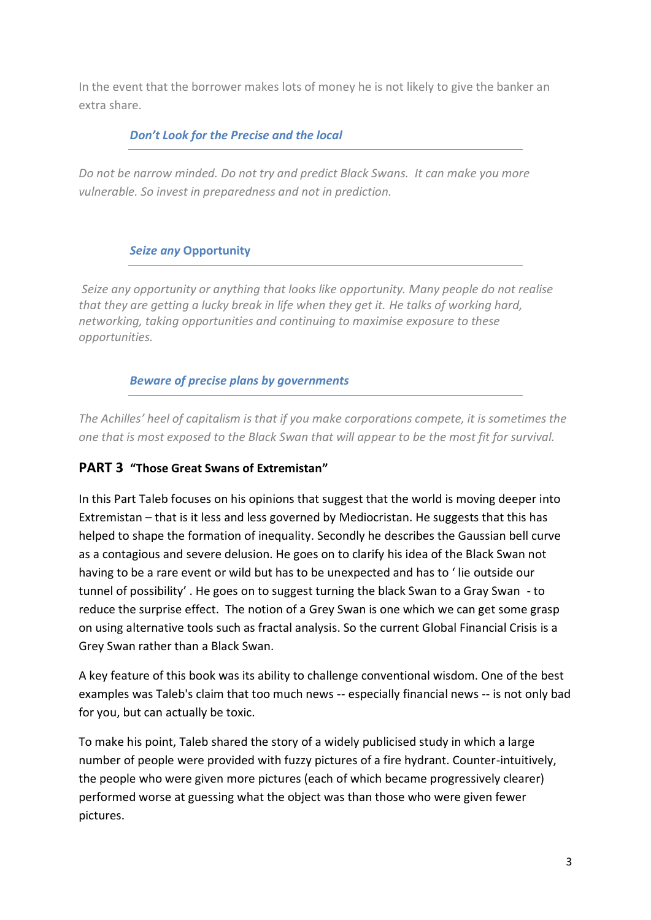In the event that the borrower makes lots of money he is not likely to give the banker an extra share.

### *Don't Look for the Precise and the local*

*Do not be narrow minded. Do not try and predict Black Swans. It can make you more vulnerable. So invest in preparedness and not in prediction.*

### *Seize any* Opportunity

*Seize any opportunity or anything that looks like opportunity. Many people do not realise that they are getting a lucky break in life when they get it. He talks of working hard, networking, taking opportunities and continuing to maximise exposure to these opportunities.*

### *Beware of precise plans by governments*

*The Achilles' heel of capitalism is that if you make corporations compete, it is sometimes the one that is most exposed to the Black Swan that will appear to be the most fit for survival.*

## PART 3 "Those Great Swans of Extremistan"

In this Part Taleb focuses on his opinions that suggest that the world is moving deeper into Extremistan – that is it less and less governed by Mediocristan. He suggests that this has helped to shape the formation of inequality. Secondly he describes the Gaussian bell curve as a contagious and severe delusion. He goes on to clarify his idea of the Black Swan not having to be a rare event or wild but has to be unexpected and has to ' lie outside our tunnel of possibility' . He goes on to suggest turning the black Swan to a Gray Swan - to reduce the surprise effect. The notion of a Grey Swan is one which we can get some grasp on using alternative tools such as fractal analysis. So the current Global Financial Crisis is a Grey Swan rather than a Black Swan.

A key feature of this book was its ability to challenge conventional wisdom. One of the best examples was Taleb's claim that too much news -- especially financial news -- is not only bad for you, but can actually be toxic.

To make his point, Taleb shared the story of a widely publicised study in which a large number of people were provided with fuzzy pictures of a fire hydrant. Counter-intuitively, the people who were given more pictures (each of which became progressively clearer) performed worse at guessing what the object was than those who were given fewer pictures.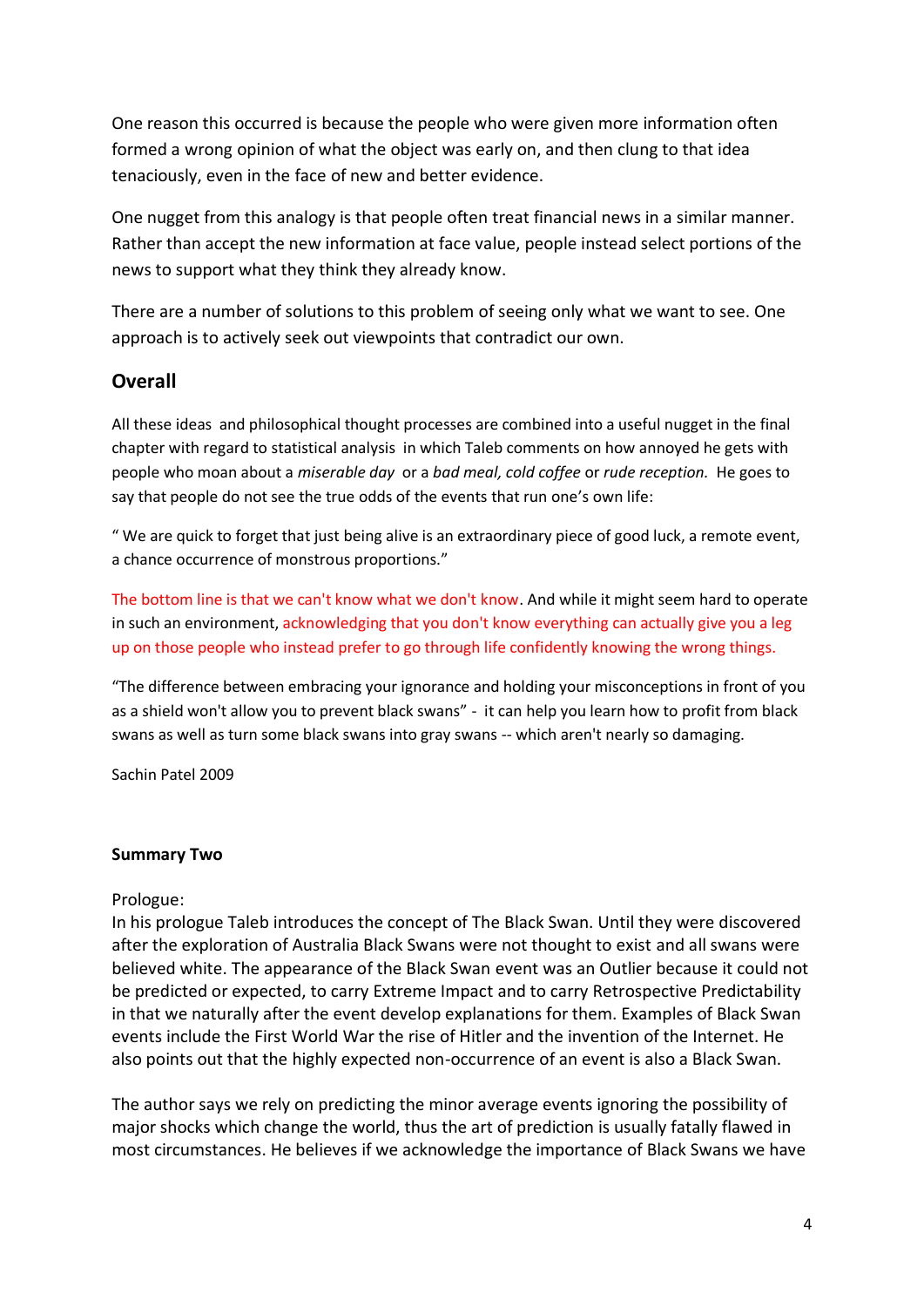One reason this occurred is because the people who were given more information often formed a wrong opinion of what the object was early on, and then clung to that idea tenaciously, even in the face of new and better evidence.

One nugget from this analogy is that people often treat financial news in a similar manner. Rather than accept the new information at face value, people instead select portions of the news to support what they think they already know.

There are a number of solutions to this problem of seeing only what we want to see. One approach is to actively seek out viewpoints that contradict our own.

## Overall

All these ideas and philosophical thought processes are combined into a useful nugget in the final chapter with regard to statistical analysis in which Taleb comments on how annoyed he gets with people who moan about a *miserable day* or a *bad meal, cold coffee* or *rude reception.* He goes to say that people do not see the true odds of the events that run one's own life:

" We are quick to forget that just being alive is an extraordinary piece of good luck, a remote event, a chance occurrence of monstrous proportions."

The bottom line is that we can't know what we don't know. And while it might seem hard to operate in such an environment, acknowledging that you don't know everything can actually give you a leg up on those people who instead prefer to go through life confidently knowing the wrong things.

"The difference between embracing your ignorance and holding your misconceptions in front of you as a shield won't allow you to prevent black swans" - it can help you learn how to profit from black swans as well as turn some black swans into gray swans -- which aren't nearly so damaging.

Sachin Patel 2009

**Summary Two**

Prologue:
In his prologue Taleb introduces the concept of The Black Swan. Until they were discovered after the exploration of Australia Black Swans were not thought to exist and all swans were believed white. The appearance of the Black Swan event was an Outlier because it could not be predicted or expected, to carry Extreme Impact and to carry Retrospective Predictability in that we naturally after the event develop explanations for them. Examples of Black Swan events include the First World War the rise of Hitler and the invention of the Internet. He also points out that the highly expected non-occurrence of an event is also a Black Swan.

The author says we rely on predicting the minor average events ignoring the possibility of major shocks which change the world, thus the art of prediction is usually fatally flawed in most circumstances. He believes if we acknowledge the importance of Black Swans we have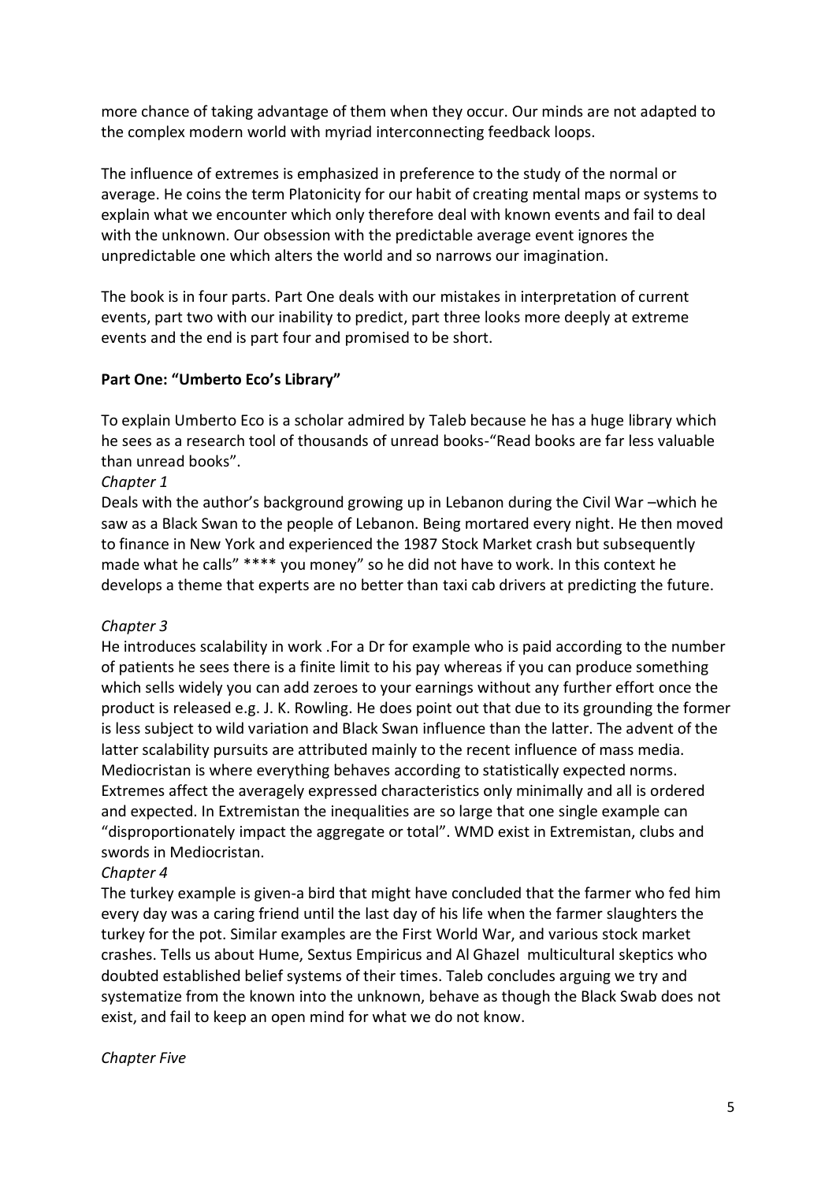more chance of taking advantage of them when they occur. Our minds are not adapted to the complex modern world with myriad interconnecting feedback loops.

The influence of extremes is emphasized in preference to the study of the normal or average. He coins the term Platonicity for our habit of creating mental maps or systems to explain what we encounter which only therefore deal with known events and fail to deal with the unknown. Our obsession with the predictable average event ignores the unpredictable one which alters the world and so narrows our imagination.

The book is in four parts. Part One deals with our mistakes in interpretation of current events, part two with our inability to predict, part three looks more deeply at extreme events and the end is part four and promised to be short.

**Part One: "Umberto Eco's Library"**

To explain Umberto Eco is a scholar admired by Taleb because he has a huge library which he sees as a research tool of thousands of unread books-"Read books are far less valuable than unread books".

*Chapter 1*

Deals with the author's background growing up in Lebanon during the Civil War –which he saw as a Black Swan to the people of Lebanon. Being mortared every night. He then moved to finance in New York and experienced the 1987 Stock Market crash but subsequently made what he calls" **** you money" so he did not have to work. In this context he develops a theme that experts are no better than taxi cab drivers at predicting the future.

*Chapter 3*

He introduces scalability in work .For a Dr for example who is paid according to the number of patients he sees there is a finite limit to his pay whereas if you can produce something which sells widely you can add zeroes to your earnings without any further effort once the product is released e.g. J. K. Rowling. He does point out that due to its grounding the former is less subject to wild variation and Black Swan influence than the latter. The advent of the latter scalability pursuits are attributed mainly to the recent influence of mass media. Mediocristan is where everything behaves according to statistically expected norms. Extremes affect the averagely expressed characteristics only minimally and all is ordered and expected. In Extremistan the inequalities are so large that one single example can "disproportionately impact the aggregate or total". WMD exist in Extremistan, clubs and swords in Mediocristan.

*Chapter 4*

The turkey example is given-a bird that might have concluded that the farmer who fed him every day was a caring friend until the last day of his life when the farmer slaughters the turkey for the pot. Similar examples are the First World War, and various stock market crashes. Tells us about Hume, Sextus Empiricus and Al Ghazel multicultural skeptics who doubted established belief systems of their times. Taleb concludes arguing we try and systematize from the known into the unknown, behave as though the Black Swab does not exist, and fail to keep an open mind for what we do not know.

*Chapter Five*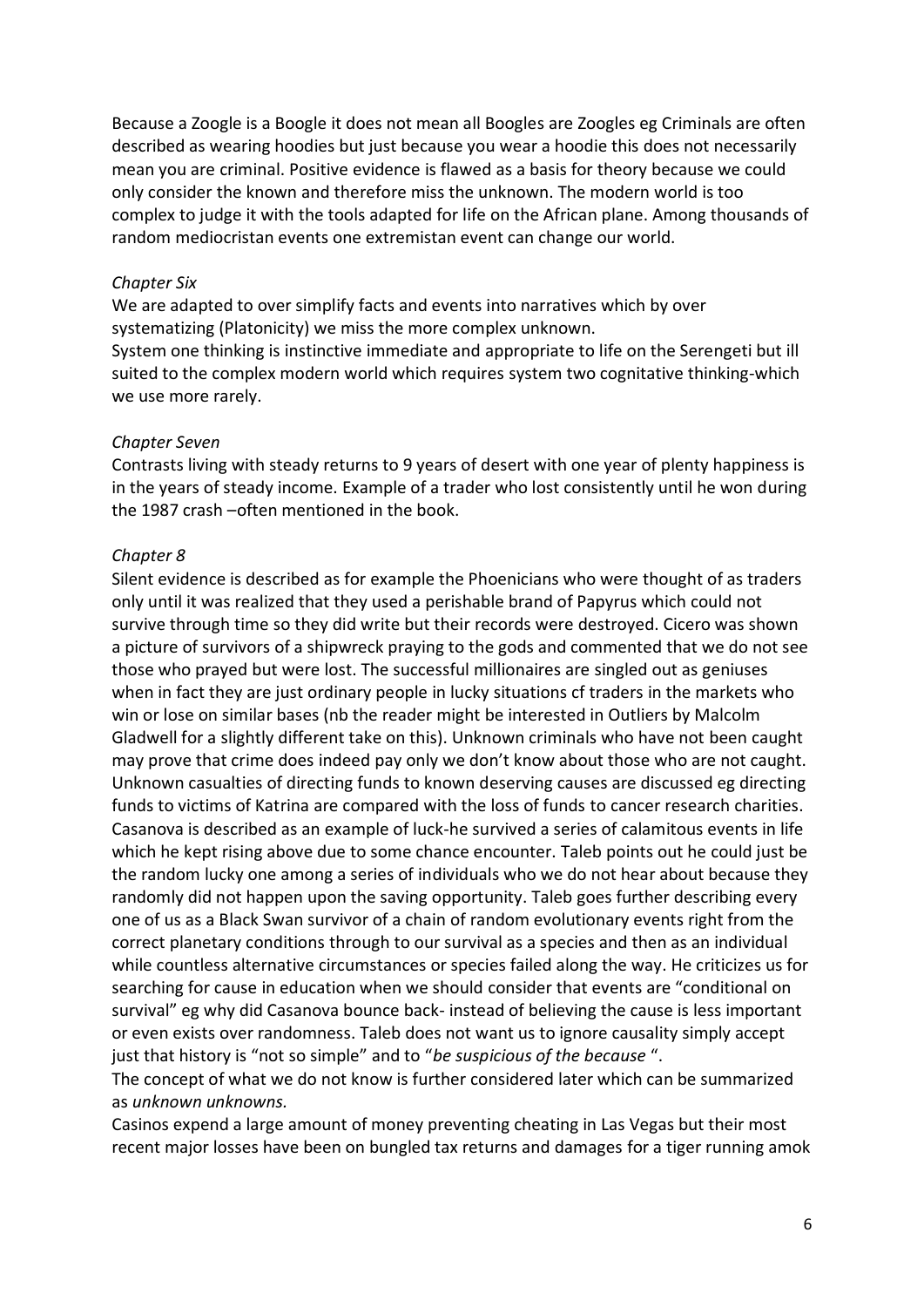Because a Zoogle is a Boogle it does not mean all Boogles are Zoogles eg Criminals are often described as wearing hoodies but just because you wear a hoodie this does not necessarily mean you are criminal. Positive evidence is flawed as a basis for theory because we could only consider the known and therefore miss the unknown. The modern world is too complex to judge it with the tools adapted for life on the African plane. Among thousands of random mediocristan events one extremistan event can change our world.

*Chapter Six*

We are adapted to over simplify facts and events into narratives which by over systematizing (Platonicity) we miss the more complex unknown.

System one thinking is instinctive immediate and appropriate to life on the Serengeti but ill suited to the complex modern world which requires system two cognitative thinking-which we use more rarely.

*Chapter Seven*

Contrasts living with steady returns to 9 years of desert with one year of plenty happiness is in the years of steady income. Example of a trader who lost consistently until he won during the 1987 crash –often mentioned in the book.

*Chapter 8*

Silent evidence is described as for example the Phoenicians who were thought of as traders only until it was realized that they used a perishable brand of Papyrus which could not survive through time so they did write but their records were destroyed. Cicero was shown a picture of survivors of a shipwreck praying to the gods and commented that we do not see those who prayed but were lost. The successful millionaires are singled out as geniuses when in fact they are just ordinary people in lucky situations cf traders in the markets who win or lose on similar bases (nb the reader might be interested in Outliers by Malcolm Gladwell for a slightly different take on this). Unknown criminals who have not been caught may prove that crime does indeed pay only we don't know about those who are not caught. Unknown casualties of directing funds to known deserving causes are discussed eg directing funds to victims of Katrina are compared with the loss of funds to cancer research charities. Casanova is described as an example of luck-he survived a series of calamitous events in life which he kept rising above due to some chance encounter. Taleb points out he could just be the random lucky one among a series of individuals who we do not hear about because they randomly did not happen upon the saving opportunity. Taleb goes further describing every one of us as a Black Swan survivor of a chain of random evolutionary events right from the correct planetary conditions through to our survival as a species and then as an individual while countless alternative circumstances or species failed along the way. He criticizes us for searching for cause in education when we should consider that events are "conditional on survival" eg why did Casanova bounce back- instead of believing the cause is less important or even exists over randomness. Taleb does not want us to ignore causality simply accept just that history is "not so simple" and to "*be suspicious of the because* ".

The concept of what we do not know is further considered later which can be summarized as *unknown unknowns.*

Casinos expend a large amount of money preventing cheating in Las Vegas but their most recent major losses have been on bungled tax returns and damages for a tiger running amok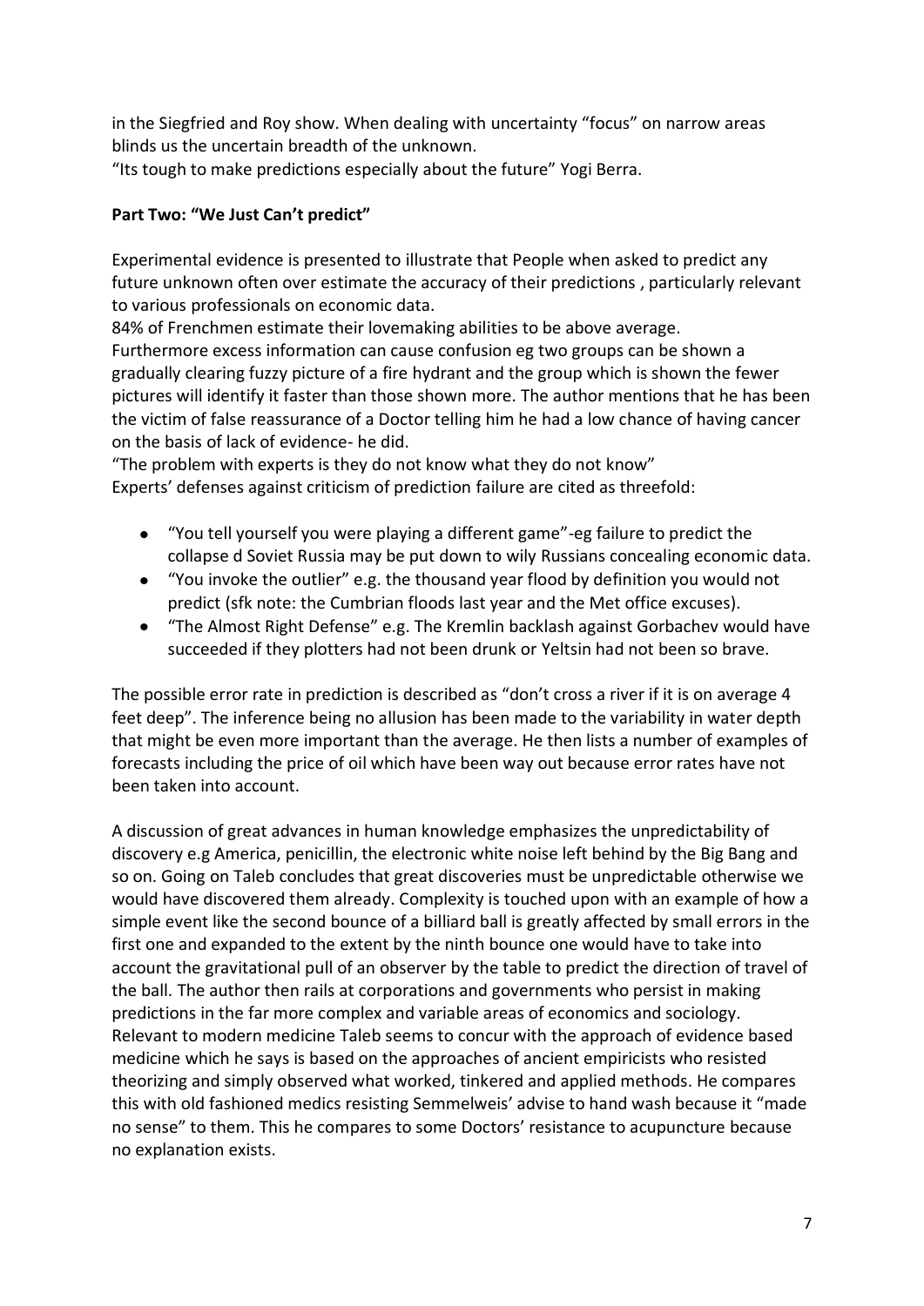in the Siegfried and Roy show. When dealing with uncertainty "focus" on narrow areas blinds us the uncertain breadth of the unknown.

"Its tough to make predictions especially about the future" Yogi Berra.

**Part Two: "We Just Can't predict"**

Experimental evidence is presented to illustrate that People when asked to predict any future unknown often over estimate the accuracy of their predictions , particularly relevant to various professionals on economic data.

84% of Frenchmen estimate their lovemaking abilities to be above average.

Furthermore excess information can cause confusion eg two groups can be shown a gradually clearing fuzzy picture of a fire hydrant and the group which is shown the fewer pictures will identify it faster than those shown more. The author mentions that he has been the victim of false reassurance of a Doctor telling him he had a low chance of having cancer on the basis of lack of evidence- he did.

"The problem with experts is they do not know what they do not know"

Experts' defenses against criticism of prediction failure are cited as threefold:

- "You tell yourself you were playing a different game"-eg failure to predict the collapse d Soviet Russia may be put down to wily Russians concealing economic data.
- "You invoke the outlier" e.g. the thousand year flood by definition you would not predict (sfk note: the Cumbrian floods last year and the Met office excuses).
- "The Almost Right Defense" e.g. The Kremlin backlash against Gorbachev would have succeeded if they plotters had not been drunk or Yeltsin had not been so brave.

The possible error rate in prediction is described as "don't cross a river if it is on average 4 feet deep". The inference being no allusion has been made to the variability in water depth that might be even more important than the average. He then lists a number of examples of forecasts including the price of oil which have been way out because error rates have not been taken into account.

A discussion of great advances in human knowledge emphasizes the unpredictability of discovery e.g America, penicillin, the electronic white noise left behind by the Big Bang and so on. Going on Taleb concludes that great discoveries must be unpredictable otherwise we would have discovered them already. Complexity is touched upon with an example of how a simple event like the second bounce of a billiard ball is greatly affected by small errors in the first one and expanded to the extent by the ninth bounce one would have to take into account the gravitational pull of an observer by the table to predict the direction of travel of the ball. The author then rails at corporations and governments who persist in making predictions in the far more complex and variable areas of economics and sociology. Relevant to modern medicine Taleb seems to concur with the approach of evidence based medicine which he says is based on the approaches of ancient empiricists who resisted theorizing and simply observed what worked, tinkered and applied methods. He compares this with old fashioned medics resisting Semmelweis' advise to hand wash because it "made no sense" to them. This he compares to some Doctors' resistance to acupuncture because no explanation exists.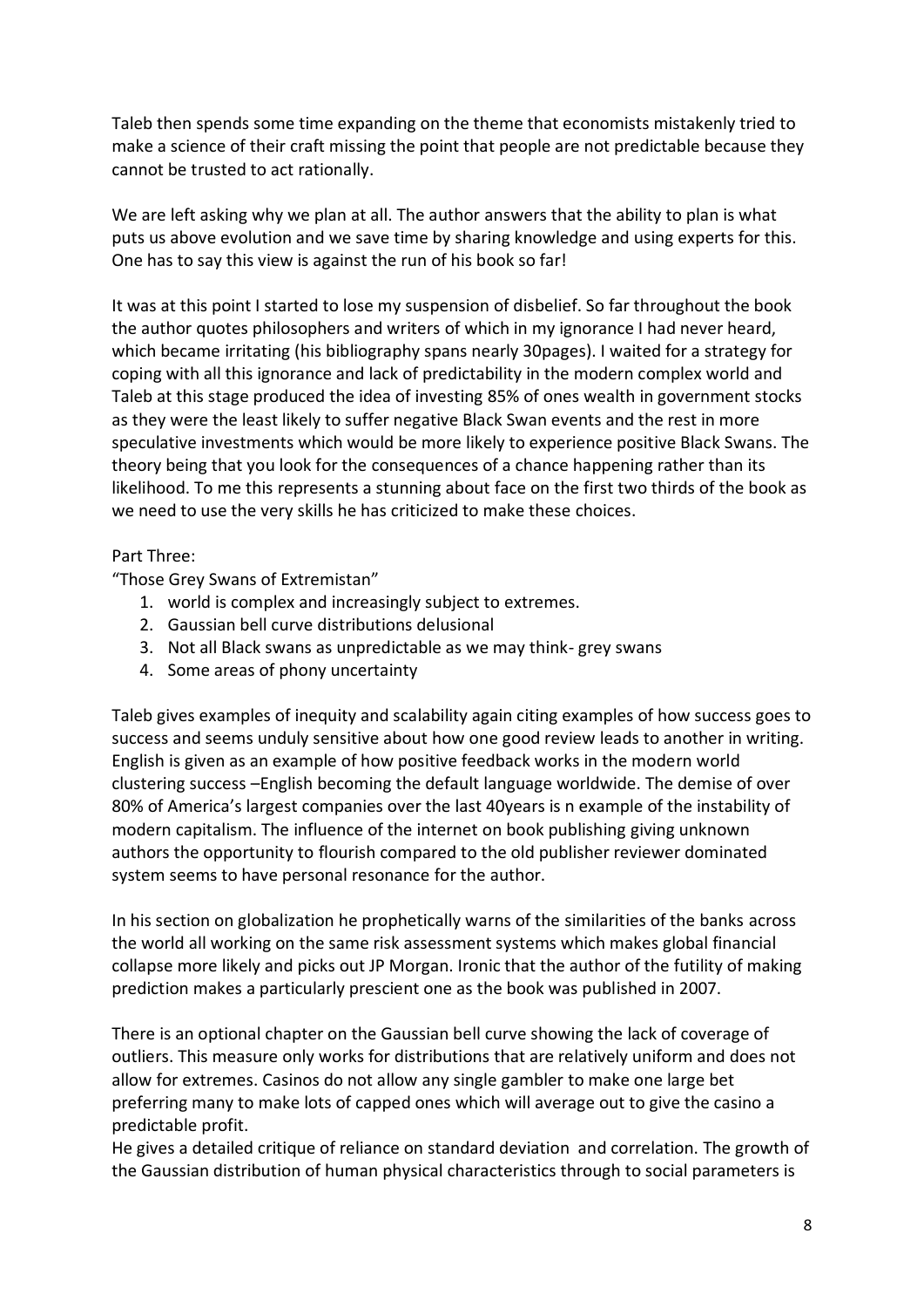Taleb then spends some time expanding on the theme that economists mistakenly tried to make a science of their craft missing the point that people are not predictable because they cannot be trusted to act rationally.

We are left asking why we plan at all. The author answers that the ability to plan is what puts us above evolution and we save time by sharing knowledge and using experts for this. One has to say this view is against the run of his book so far!

It was at this point I started to lose my suspension of disbelief. So far throughout the book the author quotes philosophers and writers of which in my ignorance I had never heard, which became irritating (his bibliography spans nearly 30pages). I waited for a strategy for coping with all this ignorance and lack of predictability in the modern complex world and Taleb at this stage produced the idea of investing 85% of ones wealth in government stocks as they were the least likely to suffer negative Black Swan events and the rest in more speculative investments which would be more likely to experience positive Black Swans. The theory being that you look for the consequences of a chance happening rather than its likelihood. To me this represents a stunning about face on the first two thirds of the book as we need to use the very skills he has criticized to make these choices.

Part Three:
"Those Grey Swans of Extremistan"

1. world is complex and increasingly subject to extremes.
2. Gaussian bell curve distributions delusional
3. Not all Black swans as unpredictable as we may think- grey swans
4. Some areas of phony uncertainty

Taleb gives examples of inequity and scalability again citing examples of how success goes to success and seems unduly sensitive about how one good review leads to another in writing. English is given as an example of how positive feedback works in the modern world clustering success –English becoming the default language worldwide. The demise of over 80% of America's largest companies over the last 40years is n example of the instability of modern capitalism. The influence of the internet on book publishing giving unknown authors the opportunity to flourish compared to the old publisher reviewer dominated system seems to have personal resonance for the author.

In his section on globalization he prophetically warns of the similarities of the banks across the world all working on the same risk assessment systems which makes global financial collapse more likely and picks out JP Morgan. Ironic that the author of the futility of making prediction makes a particularly prescient one as the book was published in 2007.

There is an optional chapter on the Gaussian bell curve showing the lack of coverage of outliers. This measure only works for distributions that are relatively uniform and does not allow for extremes. Casinos do not allow any single gambler to make one large bet preferring many to make lots of capped ones which will average out to give the casino a predictable profit.
He gives a detailed critique of reliance on standard deviation and correlation. The growth of the Gaussian distribution of human physical characteristics through to social parameters is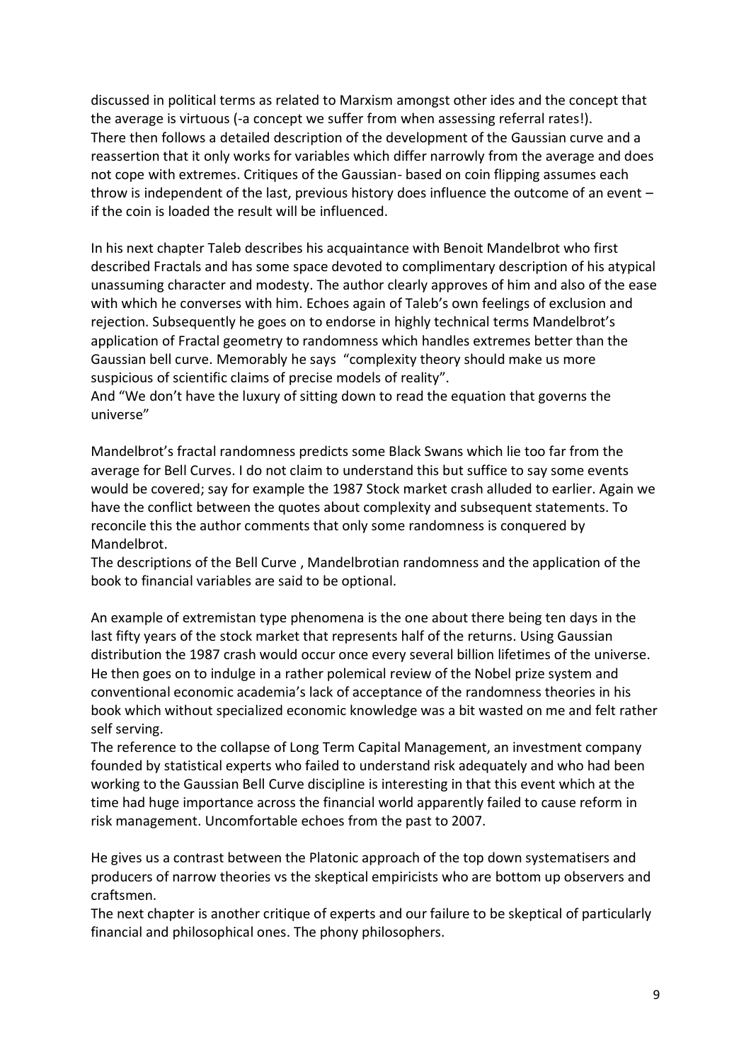discussed in political terms as related to Marxism amongst other ides and the concept that the average is virtuous (-a concept we suffer from when assessing referral rates!).
There then follows a detailed description of the development of the Gaussian curve and a reassertion that it only works for variables which differ narrowly from the average and does not cope with extremes. Critiques of the Gaussian- based on coin flipping assumes each throw is independent of the last, previous history does influence the outcome of an event – if the coin is loaded the result will be influenced.

In his next chapter Taleb describes his acquaintance with Benoit Mandelbrot who first described Fractals and has some space devoted to complimentary description of his atypical unassuming character and modesty. The author clearly approves of him and also of the ease with which he converses with him. Echoes again of Taleb's own feelings of exclusion and rejection. Subsequently he goes on to endorse in highly technical terms Mandelbrot's application of Fractal geometry to randomness which handles extremes better than the Gaussian bell curve. Memorably he says "complexity theory should make us more suspicious of scientific claims of precise models of reality".
And "We don't have the luxury of sitting down to read the equation that governs the universe"

Mandelbrot's fractal randomness predicts some Black Swans which lie too far from the average for Bell Curves. I do not claim to understand this but suffice to say some events would be covered; say for example the 1987 Stock market crash alluded to earlier. Again we have the conflict between the quotes about complexity and subsequent statements. To reconcile this the author comments that only some randomness is conquered by Mandelbrot.
The descriptions of the Bell Curve , Mandelbrotian randomness and the application of the book to financial variables are said to be optional.

An example of extremistan type phenomena is the one about there being ten days in the last fifty years of the stock market that represents half of the returns. Using Gaussian distribution the 1987 crash would occur once every several billion lifetimes of the universe. He then goes on to indulge in a rather polemical review of the Nobel prize system and conventional economic academia's lack of acceptance of the randomness theories in his book which without specialized economic knowledge was a bit wasted on me and felt rather self serving.
The reference to the collapse of Long Term Capital Management, an investment company founded by statistical experts who failed to understand risk adequately and who had been working to the Gaussian Bell Curve discipline is interesting in that this event which at the time had huge importance across the financial world apparently failed to cause reform in risk management. Uncomfortable echoes from the past to 2007.

He gives us a contrast between the Platonic approach of the top down systematisers and producers of narrow theories vs the skeptical empiricists who are bottom up observers and craftsmen.
The next chapter is another critique of experts and our failure to be skeptical of particularly financial and philosophical ones. The phony philosophers.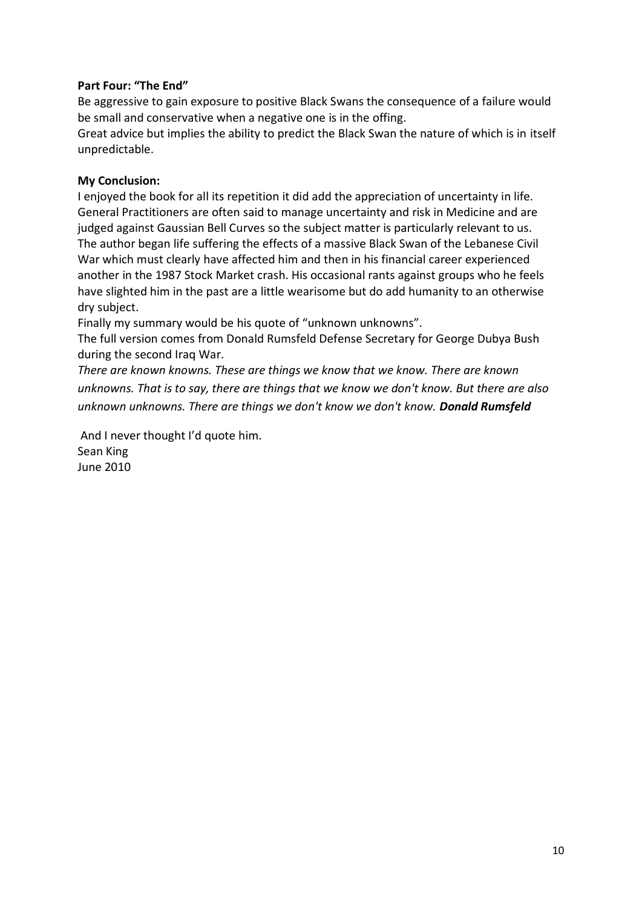**Part Four: "The End"**

Be aggressive to gain exposure to positive Black Swans the consequence of a failure would be small and conservative when a negative one is in the offing.

Great advice but implies the ability to predict the Black Swan the nature of which is in itself unpredictable.

**My Conclusion:**

I enjoyed the book for all its repetition it did add the appreciation of uncertainty in life. General Practitioners are often said to manage uncertainty and risk in Medicine and are judged against Gaussian Bell Curves so the subject matter is particularly relevant to us. The author began life suffering the effects of a massive Black Swan of the Lebanese Civil War which must clearly have affected him and then in his financial career experienced another in the 1987 Stock Market crash. His occasional rants against groups who he feels have slighted him in the past are a little wearisome but do add humanity to an otherwise dry subject.

Finally my summary would be his quote of "unknown unknowns".

The full version comes from Donald Rumsfeld Defense Secretary for George Dubya Bush during the second Iraq War.

*There are known knowns. These are things we know that we know. There are known unknowns. That is to say, there are things that we know we don't know. But there are also unknown unknowns. There are things we don't know we don't know.* ***Donald Rumsfeld***

And I never thought I'd quote him.

Sean King

June 2010